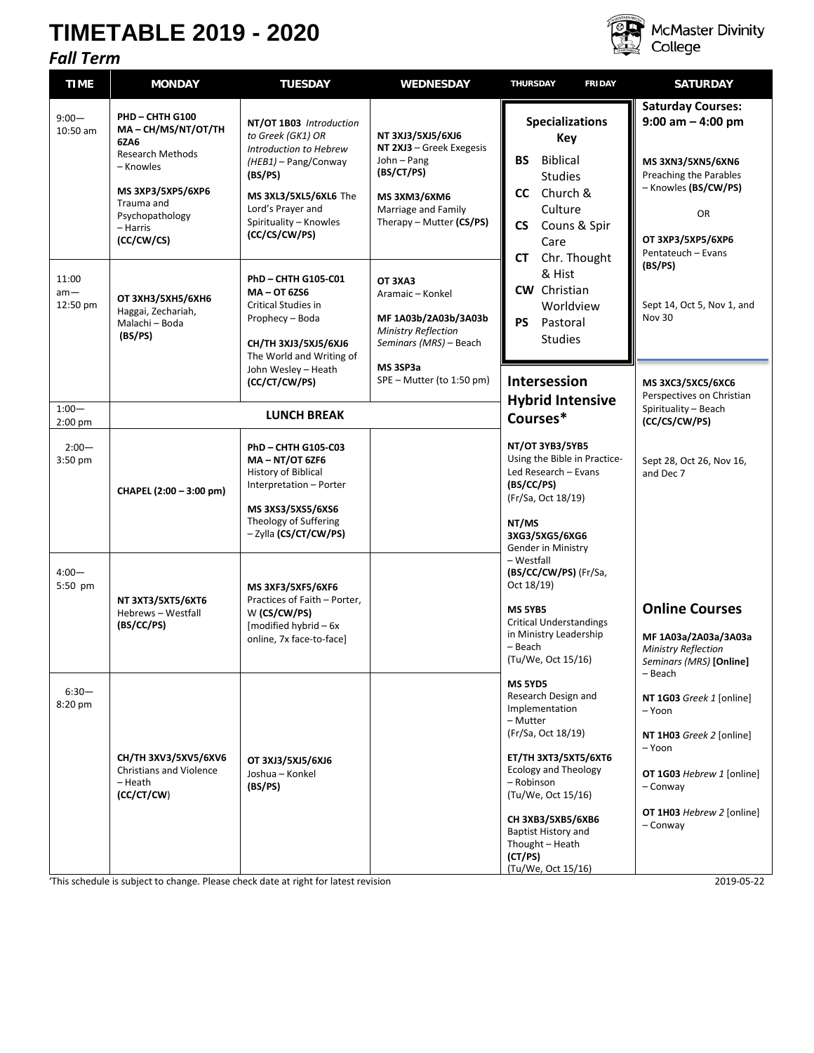# TIMETABLE 2019 - 2020

## *Fall Term*

McMaster Divinity College

| TIME | MONDAY | TUESDAY | WEDNESDAY | THURSDAY FRIDAY | SATURDAY |
|---|---|---|---|---|---|
| 9:00— 10:50 am | **PHD – CHTH G100** **MA – CH/MS/NT/OT/TH 6ZA6** Research Methods – Knowles<br><br>**MS 3XP3/5XP5/6XP6** Trauma and Psychopathology – Harris **(CC/CW/CS)** | **NT/OT 1B03** *Introduction to Greek (GK1) OR Introduction to Hebrew (HEB1)* – Pang/Conway **(BS/PS)**<br><br>**MS 3XL3/5XL5/6XL6** The Lord's Prayer and Spirituality – Knowles **(CC/CS/CW/PS)** | **NT 3XJ3/5XJ5/6XJ6** **NT 2XJ3** – Greek Exegesis John – Pang **(BS/CT/PS)**<br><br>**MS 3XM3/6XM6** Marriage and Family Therapy – Mutter **(CS/PS)** | **Specializations Key**<br>**BS** Biblical Studies<br>**CC** Church & Culture<br>**CS** Couns & Spir Care<br>**CT** Chr. Thought & Hist<br>**CW** Christian Worldview<br>**PS** Pastoral Studies | **Saturday Courses: 9:00 am – 4:00 pm**<br><br>**MS 3XN3/5XN5/6XN6** Preaching the Parables – Knowles **(BS/CW/PS)**<br><br>OR<br><br>**OT 3XP3/5XP5/6XP6** Pentateuch – Evans **(BS/PS)**<br><br>Sept 14, Oct 5, Nov 1, and Nov 30 |
| 11:00 am— 12:50 pm | **OT 3XH3/5XH5/6XH6** Haggai, Zechariah, Malachi – Boda **(BS/PS)** | **PhD – CHTH G105-C01** **MA – OT 6ZS6** Critical Studies in Prophecy – Boda<br><br>**CH/TH 3XJ3/5XJ5/6XJ6** The World and Writing of John Wesley – Heath **(CC/CT/CW/PS)** | **OT 3XA3** Aramaic – Konkel<br><br>**MF 1A03b/2A03b/3A03b** *Ministry Reflection Seminars (MRS)* – Beach<br><br>**MS 3SP3a** SPE – Mutter (to 1:50 pm) | **Intersession Hybrid Intensive Courses***<br><br>**NT/OT 3YB3/5YB5** Using the Bible in Practice-Led Research – Evans **(BS/CC/PS)** (Fr/Sa, Oct 18/19)<br><br>**NT/MS 3XG3/5XG5/6XG6** Gender in Ministry – Westfall **(BS/CC/CW/PS)** (Fr/Sa, Oct 18/19)<br><br>**MS 5YB5** Critical Understandings in Ministry Leadership – Beach (Tu/We, Oct 15/16)<br><br>**MS 5YD5** Research Design and Implementation – Mutter (Fr/Sa, Oct 18/19)<br><br>**ET/TH 3XT3/5XT5/6XT6** Ecology and Theology – Robinson (Tu/We, Oct 15/16)<br><br>**CH 3XB3/5XB5/6XB6** Baptist History and Thought – Heath **(CT/PS)** (Tu/We, Oct 15/16) | **MS 3XC3/5XC5/6XC6** Perspectives on Christian Spirituality – Beach **(CC/CS/CW/PS)**<br><br>Sept 28, Oct 26, Nov 16, and Dec 7<br><br>**Online Courses**<br><br>**MF 1A03a/2A03a/3A03a** *Ministry Reflection Seminars (MRS)* **[Online]** – Beach<br><br>**NT 1G03** *Greek 1* [online] – Yoon<br><br>**NT 1H03** *Greek 2* [online] – Yoon<br><br>**OT 1G03** *Hebrew 1* [online] – Conway<br><br>**OT 1H03** *Hebrew 2* [online] – Conway |
| 1:00— 2:00 pm | | **LUNCH BREAK** | | | |
| 2:00— 3:50 pm | **CHAPEL (2:00 – 3:00 pm)** | **PhD – CHTH G105-C03** **MA – NT/OT 6ZF6** History of Biblical Interpretation – Porter<br><br>**MS 3XS3/5XS5/6XS6** Theology of Suffering – Zylla **(CS/CT/CW/PS)** | | | |
| 4:00— 5:50 pm | **NT 3XT3/5XT5/6XT6** Hebrews – Westfall **(BS/CC/PS)** | **MS 3XF3/5XF5/6XF6** Practices of Faith – Porter, W **(CS/CW/PS)** [modified hybrid – 6x online, 7x face-to-face] | | | |
| 6:30— 8:20 pm | **CH/TH 3XV3/5XV5/6XV6** Christians and Violence – Heath **(CC/CT/CW)** | **OT 3XJ3/5XJ5/6XJ6** Joshua – Konkel **(BS/PS)** | | | |

'This schedule is subject to change. Please check date at right for latest revision

2019-05-22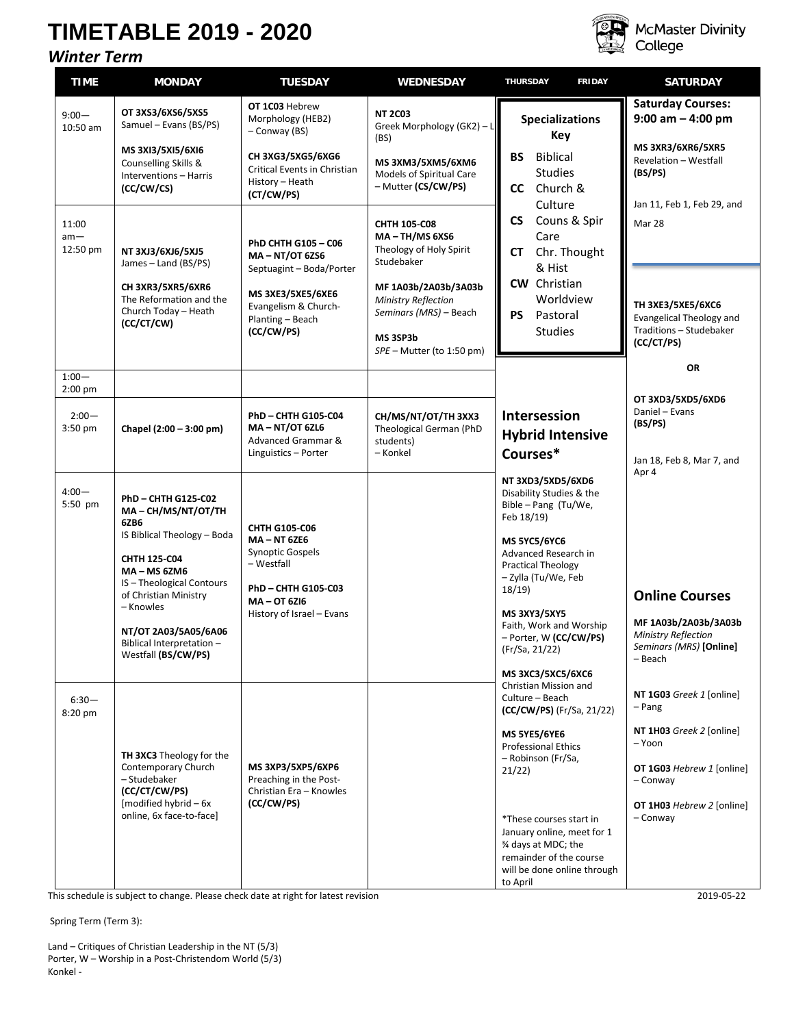# TIMETABLE 2019 - 2020

## *Winter Term*

McMaster Divinity College

| TIME | MONDAY | TUESDAY | WEDNESDAY | THURSDAY FRIDAY | SATURDAY |
|---|---|---|---|---|---|
| 9:00—10:50 am | **OT 3XS3/6XS6/5XS5** Samuel – Evans (BS/PS)<br><br>**MS 3XI3/5XI5/6XI6** Counselling Skills & Interventions – Harris **(CC/CW/CS)** | **OT 1C03** Hebrew Morphology (HEB2) – Conway (BS)<br><br>**CH 3XG3/5XG5/6XG6** Critical Events in Christian History – Heath **(CT/CW/PS)** | **NT 2C03** Greek Morphology (GK2) – L (BS)<br><br>**MS 3XM3/5XM5/6XM6** Models of Spiritual Care – Mutter **(CS/CW/PS)** | **Specializations Key**<br>**BS** Biblical Studies<br>**CC** Church & Culture<br>**CS** Couns & Spir Care<br>**CT** Chr. Thought & Hist<br>**CW** Christian Worldview<br>**PS** Pastoral Studies | **Saturday Courses: 9:00 am – 4:00 pm**<br><br>**MS 3XR3/6XR6/5XR5** Revelation – Westfall **(BS/PS)**<br><br>Jan 11, Feb 1, Feb 29, and Mar 28 |
| 11:00 am—12:50 pm | **NT 3XJ3/6XJ6/5XJ5** James – Land (BS/PS)<br><br>**CH 3XR3/5XR5/6XR6** The Reformation and the Church Today – Heath **(CC/CT/CW)** | **PhD CHTH G105 – C06**<br>**MA – NT/OT 6ZS6** Septuagint – Boda/Porter<br><br>**MS 3XE3/5XE5/6XE6** Evangelism & Church-Planting – Beach **(CC/CW/PS)** | **CHTH 105-C08**<br>**MA – TH/MS 6XS6** Theology of Holy Spirit Studebaker<br><br>**MF 1A03b/2A03b/3A03b** *Ministry Reflection Seminars (MRS)* – Beach<br><br>**MS 3SP3b** *SPE* – Mutter (to 1:50 pm) | | **TH 3XE3/5XE5/6XC6** Evangelical Theology and Traditions – Studebaker **(CC/CT/PS)**<br><br>**OR** |
| 1:00—2:00 pm | | | | | **OT 3XD3/5XD5/6XD6** Daniel – Evans **(BS/PS)**<br><br>Jan 18, Feb 8, Mar 7, and Apr 4 |
| 2:00—3:50 pm | Chapel (2:00 – 3:00 pm) | **PhD – CHTH G105-C04**<br>**MA – NT/OT 6ZL6** Advanced Grammar & Linguistics – Porter | **CH/MS/NT/OT/TH 3XX3** Theological German (PhD students) – Konkel | **Intersession Hybrid Intensive Courses***<br><br>**NT 3XD3/5XD5/6XD6** Disability Studies & the Bible – Pang (Tu/We, Feb 18/19)<br><br>**MS 5YC5/6YC6** Advanced Research in Practical Theology – Zylla (Tu/We, Feb 18/19)<br><br>**MS 3XY3/5XY5** Faith, Work and Worship – Porter, W **(CC/CW/PS)** (Fr/Sa, 21/22)<br><br>**MS 3XC3/5XC5/6XC6** Christian Mission and Culture – Beach **(CC/CW/PS)** (Fr/Sa, 21/22)<br><br>**MS 5YE5/6YE6** Professional Ethics – Robinson (Fr/Sa, 21/22)<br><br>*These courses start in January online, meet for 1 ¾ days at MDC; the remainder of the course will be done online through to April | |
| 4:00—5:50 pm | **PhD – CHTH G125-C02**<br>**MA – CH/MS/NT/OT/TH 6ZB6** IS Biblical Theology – Boda<br><br>**CHTH 125-C04**<br>**MA – MS 6ZM6** IS – Theological Contours of Christian Ministry – Knowles<br><br>**NT/OT 2A03/5A05/6A06** Biblical Interpretation – Westfall **(BS/CW/PS)** | **CHTH G105-C06**<br>**MA – NT 6ZE6** Synoptic Gospels – Westfall<br><br>**PhD – CHTH G105-C03**<br>**MA – OT 6ZI6** History of Israel – Evans | | | **Online Courses**<br><br>**MF 1A03b/2A03b/3A03b** *Ministry Reflection Seminars (MRS)* **[Online]** – Beach |
| 6:30—8:20 pm | **TH 3XC3** Theology for the Contemporary Church – Studebaker **(CC/CT/CW/PS)** [modified hybrid – 6x online, 6x face-to-face] | **MS 3XP3/5XP5/6XP6** Preaching in the Post-Christian Era – Knowles **(CC/CW/PS)** | | | **NT 1G03** *Greek 1* [online] – Pang<br><br>**NT 1H03** *Greek 2* [online] – Yoon<br><br>**OT 1G03** *Hebrew 1* [online] – Conway<br><br>**OT 1H03** *Hebrew 2* [online] – Conway |

This schedule is subject to change. Please check date at right for latest revision 2019-05-22

Spring Term (Term 3):

Land – Critiques of Christian Leadership in the NT (5/3)
Porter, W – Worship in a Post-Christendom World (5/3)
Konkel -